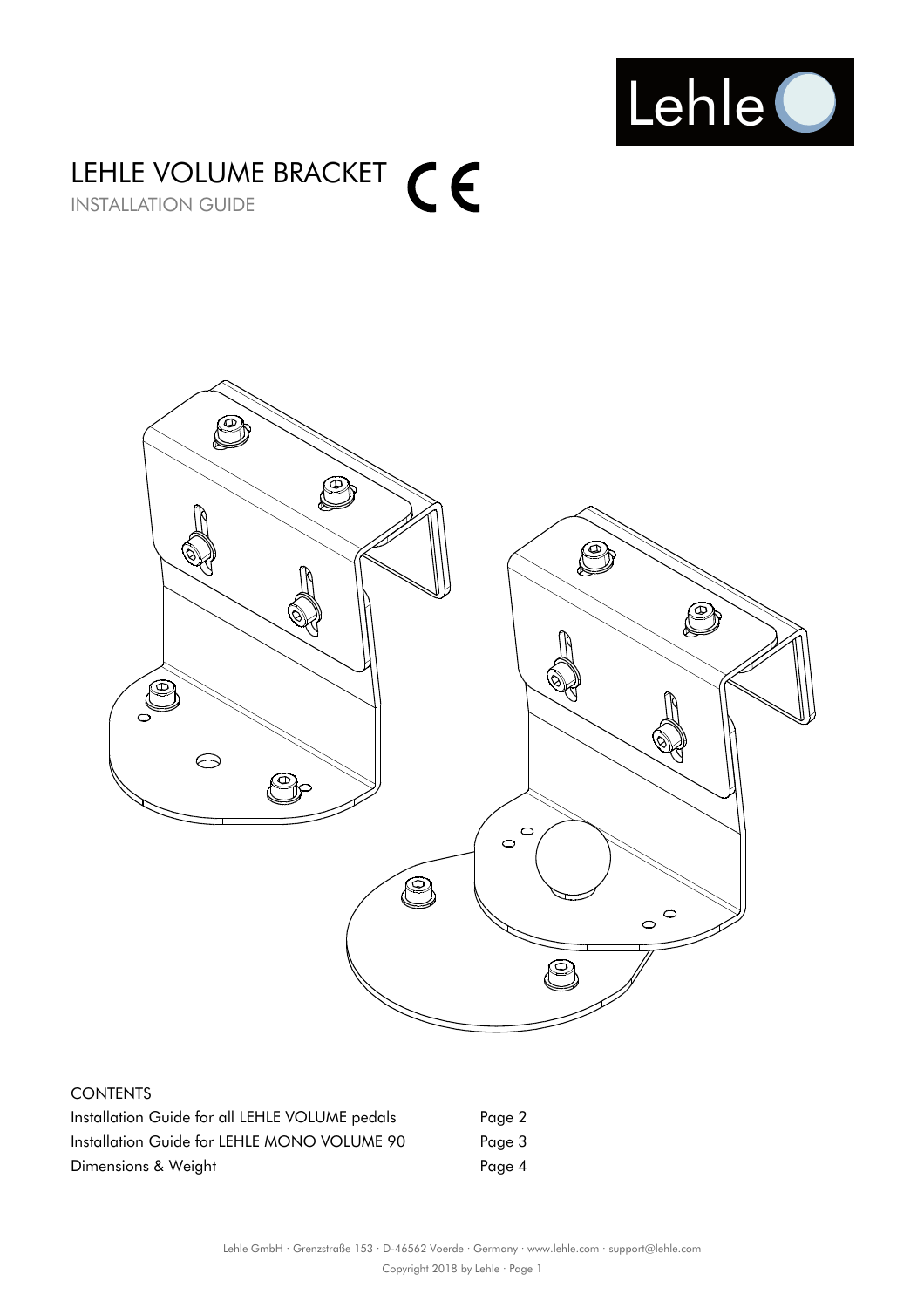# LEHLE VOLUME BRACKET

INSTALLATION GUIDE

CONTENTS

| | |
|---|---|
| Installation Guide for all LEHLE VOLUME pedals | Page 2 |
| Installation Guide for LEHLE MONO VOLUME 90 | Page 3 |
| Dimensions & Weight | Page 4 |

Lehle GmbH · Grenzstraße 153 · D-46562 Voerde · Germany · www.lehle.com · support@lehle.com

Copyright 2018 by Lehle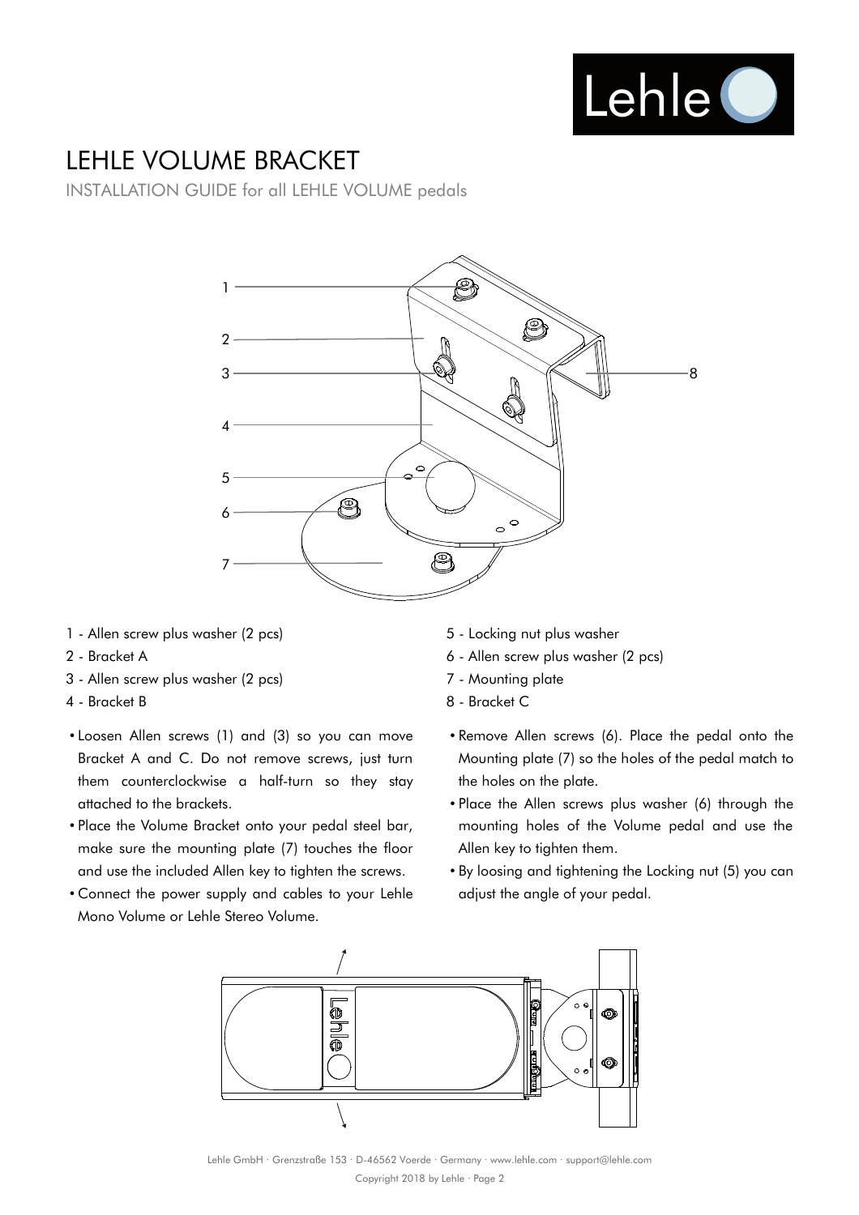# LEHLE VOLUME BRACKET

INSTALLATION GUIDE for all LEHLE VOLUME pedals

1 - Allen screw plus washer (2 pcs)
2 - Bracket A
3 - Allen screw plus washer (2 pcs)
4 - Bracket B
5 - Locking nut plus washer
6 - Allen screw plus washer (2 pcs)
7 - Mounting plate
8 - Bracket C

- Loosen Allen screws (1) and (3) so you can move Bracket A and C. Do not remove screws, just turn them counterclockwise a half-turn so they stay attached to the brackets.
- Place the Volume Bracket onto your pedal steel bar, make sure the mounting plate (7) touches the floor and use the included Allen key to tighten the screws.
- Connect the power supply and cables to your Lehle Mono Volume or Lehle Stereo Volume.
- Remove Allen screws (6). Place the pedal onto the Mounting plate (7) so the holes of the pedal match to the holes on the plate.
- Place the Allen screws plus washer (6) through the mounting holes of the Volume pedal and use the Allen key to tighten them.
- By loosing and tightening the Locking nut (5) you can adjust the angle of your pedal.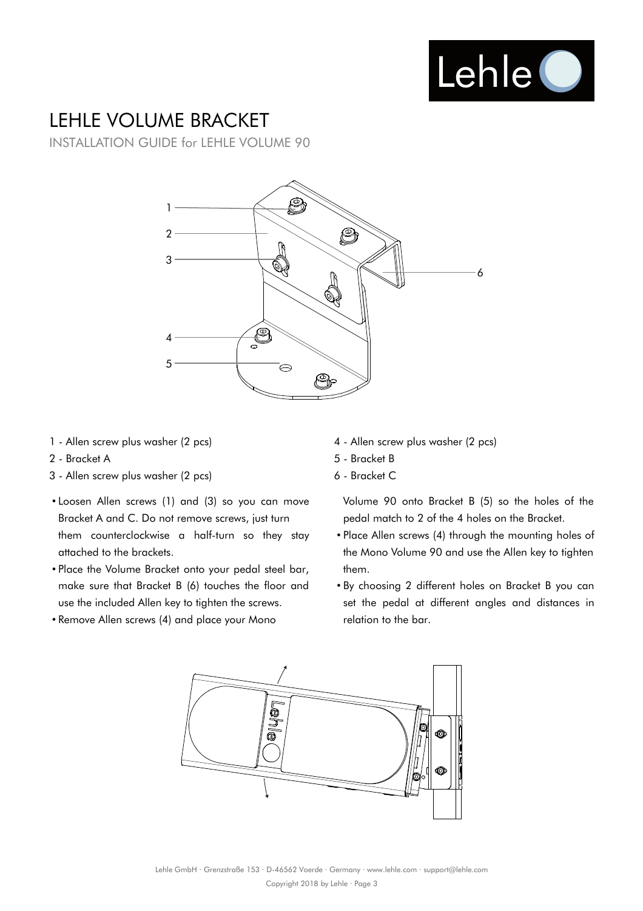# LEHLE VOLUME BRACKET

INSTALLATION GUIDE for LEHLE VOLUME 90

1 - Allen screw plus washer (2 pcs)
2 - Bracket A
3 - Allen screw plus washer (2 pcs)
4 - Allen screw plus washer (2 pcs)
5 - Bracket B
6 - Bracket C

- Loosen Allen screws (1) and (3) so you can move Bracket A and C. Do not remove screws, just turn them counterclockwise a half-turn so they stay attached to the brackets.
- Place the Volume Bracket onto your pedal steel bar, make sure that Bracket B (6) touches the floor and use the included Allen key to tighten the screws.
- Remove Allen screws (4) and place your Mono Volume 90 onto Bracket B (5) so the holes of the pedal match to 2 of the 4 holes on the Bracket.
- Place Allen screws (4) through the mounting holes of the Mono Volume 90 and use the Allen key to tighten them.
- By choosing 2 different holes on Bracket B you can set the pedal at different angles and distances in relation to the bar.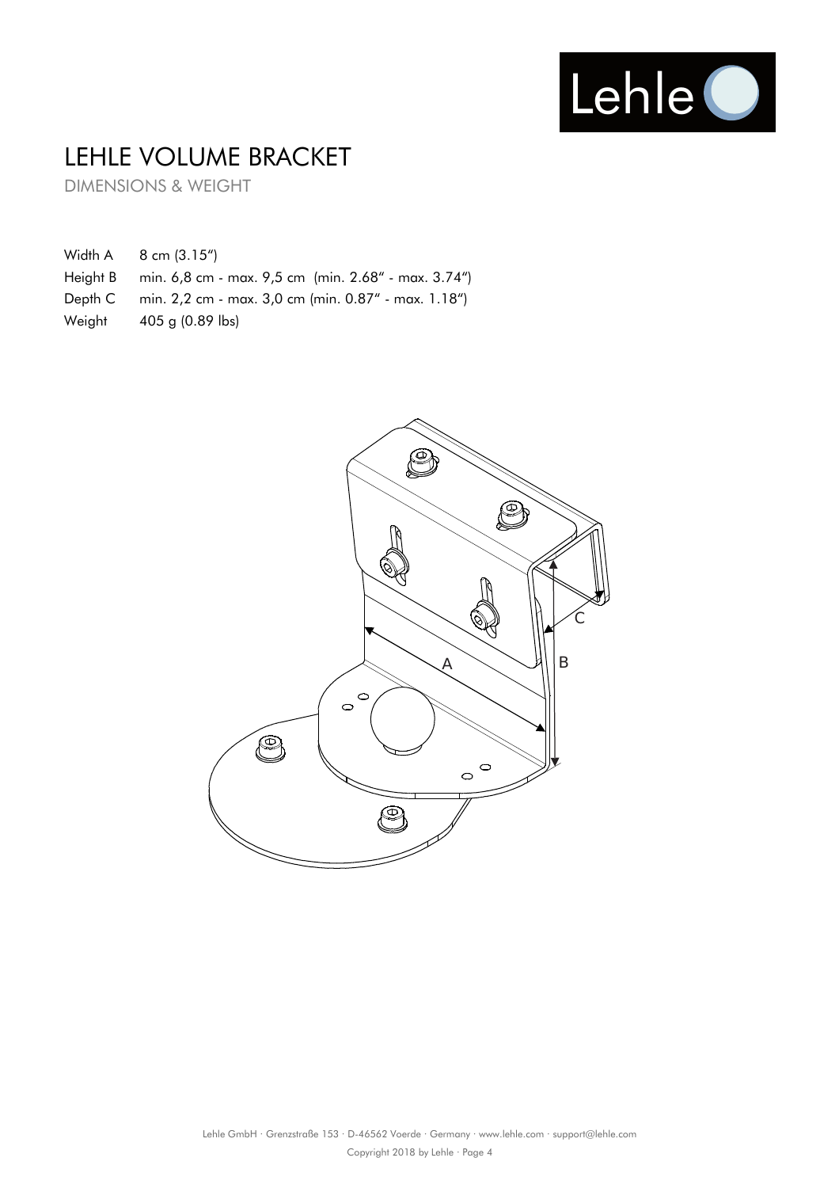# LEHLE VOLUME BRACKET

## DIMENSIONS & WEIGHT

| | |
|---|---|
| Width A | 8 cm (3.15") |
| Height B | min. 6,8 cm - max. 9,5 cm (min. 2.68" - max. 3.74") |
| Depth C | min. 2,2 cm - max. 3,0 cm (min. 0.87" - max. 1.18") |
| Weight | 405 g (0.89 lbs) |

A

B

C

Lehle GmbH · Grenzstraße 153 · D-46562 Voerde · Germany · www.lehle.com · support@lehle.com

Copyright 2018 by Lehle